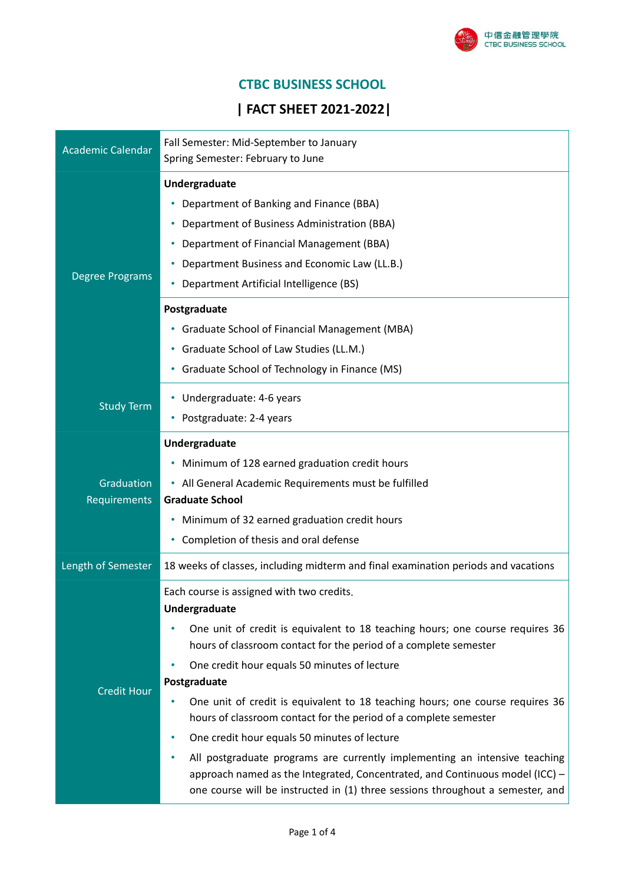# CTBC BUSINESS SCHOOL

## | FACT SHEET 2021-2022|

| | |
|---|---|
| Academic Calendar | Fall Semester: Mid-September to January<br>Spring Semester: February to June |
| Degree Programs | **Undergraduate**<br>• Department of Banking and Finance (BBA)<br>• Department of Business Administration (BBA)<br>• Department of Financial Management (BBA)<br>• Department Business and Economic Law (LL.B.)<br>• Department Artificial Intelligence (BS) |
| | **Postgraduate**<br>• Graduate School of Financial Management (MBA)<br>• Graduate School of Law Studies (LL.M.)<br>• Graduate School of Technology in Finance (MS) |
| Study Term | • Undergraduate: 4-6 years<br>• Postgraduate: 2-4 years |
| Graduation Requirements | **Undergraduate**<br>• Minimum of 128 earned graduation credit hours<br>• All General Academic Requirements must be fulfilled<br>**Graduate School**<br>• Minimum of 32 earned graduation credit hours<br>• Completion of thesis and oral defense |
| Length of Semester | 18 weeks of classes, including midterm and final examination periods and vacations |
| Credit Hour | Each course is assigned with two credits.<br>**Undergraduate**<br>• One unit of credit is equivalent to 18 teaching hours; one course requires 36 hours of classroom contact for the period of a complete semester<br>• One credit hour equals 50 minutes of lecture<br>**Postgraduate**<br>• One unit of credit is equivalent to 18 teaching hours; one course requires 36 hours of classroom contact for the period of a complete semester<br>• One credit hour equals 50 minutes of lecture<br>• All postgraduate programs are currently implementing an intensive teaching approach named as the Integrated, Concentrated, and Continuous model (ICC) – one course will be instructed in (1) three sessions throughout a semester, and |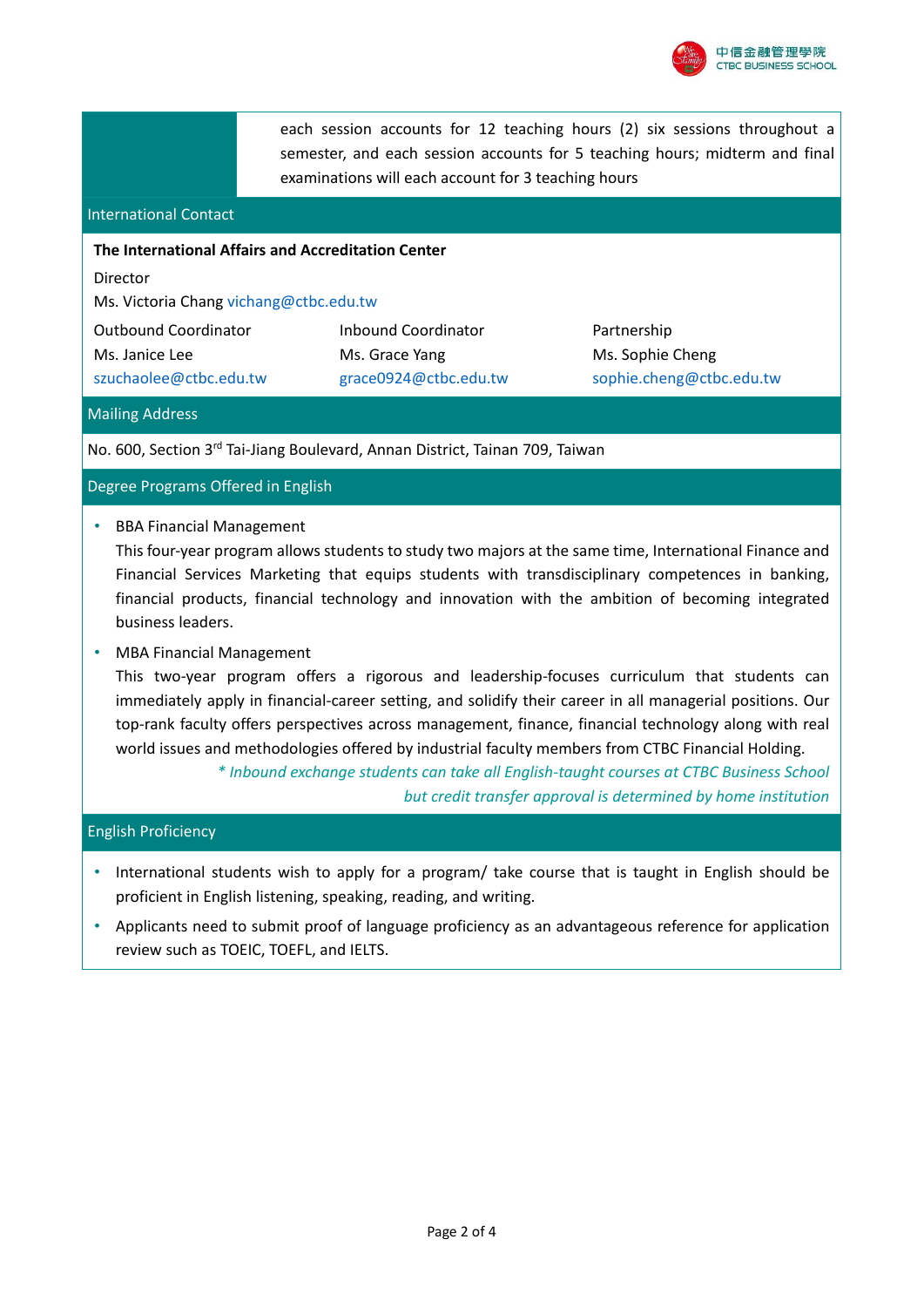each session accounts for 12 teaching hours (2) six sessions throughout a semester, and each session accounts for 5 teaching hours; midterm and final examinations will each account for 3 teaching hours

## International Contact

**The International Affairs and Accreditation Center**

Director
Ms. Victoria Chang vichang@ctbc.edu.tw

| Outbound Coordinator | Inbound Coordinator | Partnership |
| --- | --- | --- |
| Ms. Janice Lee | Ms. Grace Yang | Ms. Sophie Cheng |
| szuchaolee@ctbc.edu.tw | grace0924@ctbc.edu.tw | sophie.cheng@ctbc.edu.tw |

## Mailing Address

No. 600, Section 3rd Tai-Jiang Boulevard, Annan District, Tainan 709, Taiwan

## Degree Programs Offered in English

- BBA Financial Management
  This four-year program allows students to study two majors at the same time, International Finance and Financial Services Marketing that equips students with transdisciplinary competences in banking, financial products, financial technology and innovation with the ambition of becoming integrated business leaders.
- MBA Financial Management
  This two-year program offers a rigorous and leadership-focuses curriculum that students can immediately apply in financial-career setting, and solidify their career in all managerial positions. Our top-rank faculty offers perspectives across management, finance, financial technology along with real world issues and methodologies offered by industrial faculty members from CTBC Financial Holding.

*\* Inbound exchange students can take all English-taught courses at CTBC Business School but credit transfer approval is determined by home institution*

## English Proficiency

- International students wish to apply for a program/ take course that is taught in English should be proficient in English listening, speaking, reading, and writing.
- Applicants need to submit proof of language proficiency as an advantageous reference for application review such as TOEIC, TOEFL, and IELTS.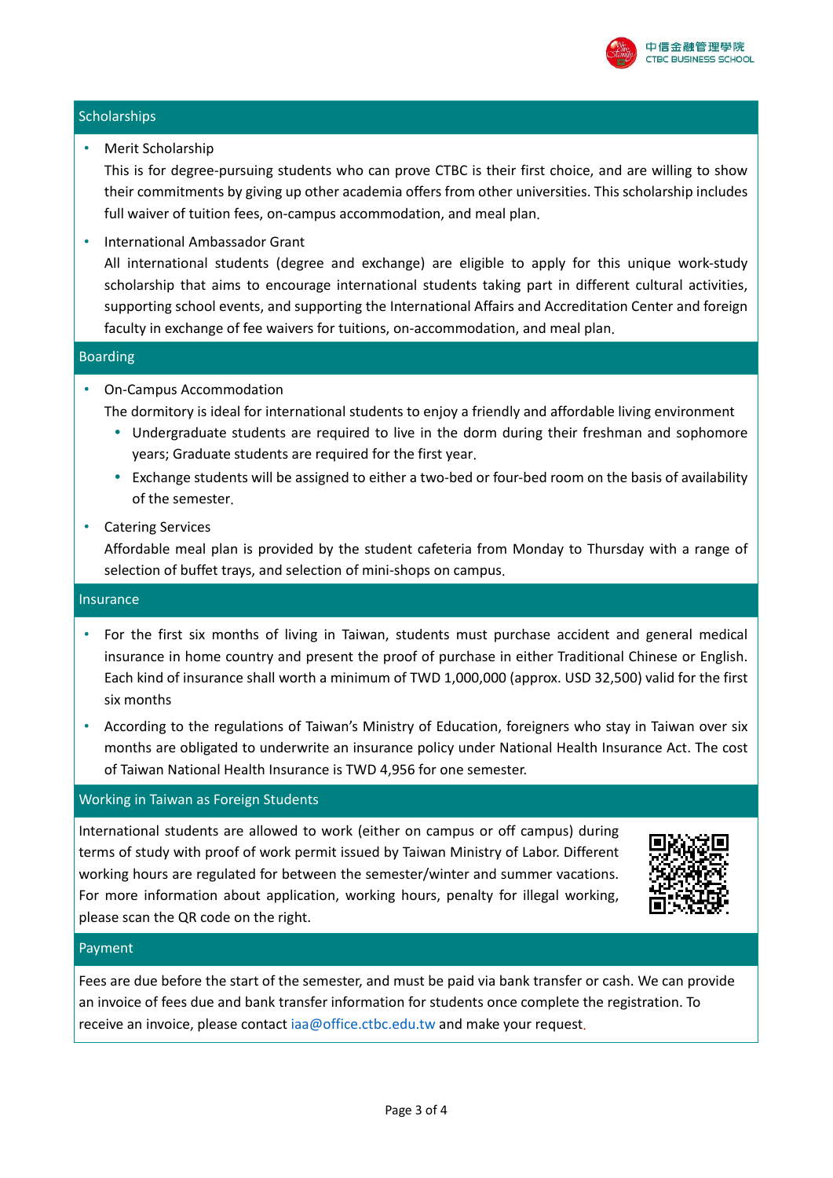## Scholarships

- Merit Scholarship
  This is for degree-pursuing students who can prove CTBC is their first choice, and are willing to show their commitments by giving up other academia offers from other universities. This scholarship includes full waiver of tuition fees, on-campus accommodation, and meal plan.
- International Ambassador Grant
  All international students (degree and exchange) are eligible to apply for this unique work-study scholarship that aims to encourage international students taking part in different cultural activities, supporting school events, and supporting the International Affairs and Accreditation Center and foreign faculty in exchange of fee waivers for tuitions, on-accommodation, and meal plan.

## Boarding

- On-Campus Accommodation
  The dormitory is ideal for international students to enjoy a friendly and affordable living environment
  - Undergraduate students are required to live in the dorm during their freshman and sophomore years; Graduate students are required for the first year.
  - Exchange students will be assigned to either a two-bed or four-bed room on the basis of availability of the semester.
- Catering Services
  Affordable meal plan is provided by the student cafeteria from Monday to Thursday with a range of selection of buffet trays, and selection of mini-shops on campus.

## Insurance

- For the first six months of living in Taiwan, students must purchase accident and general medical insurance in home country and present the proof of purchase in either Traditional Chinese or English. Each kind of insurance shall worth a minimum of TWD 1,000,000 (approx. USD 32,500) valid for the first six months
- According to the regulations of Taiwan's Ministry of Education, foreigners who stay in Taiwan over six months are obligated to underwrite an insurance policy under National Health Insurance Act. The cost of Taiwan National Health Insurance is TWD 4,956 for one semester.

## Working in Taiwan as Foreign Students

International students are allowed to work (either on campus or off campus) during terms of study with proof of work permit issued by Taiwan Ministry of Labor. Different working hours are regulated for between the semester/winter and summer vacations. For more information about application, working hours, penalty for illegal working, please scan the QR code on the right.

## Payment

Fees are due before the start of the semester, and must be paid via bank transfer or cash. We can provide an invoice of fees due and bank transfer information for students once complete the registration. To receive an invoice, please contact iaa@office.ctbc.edu.tw and make your request.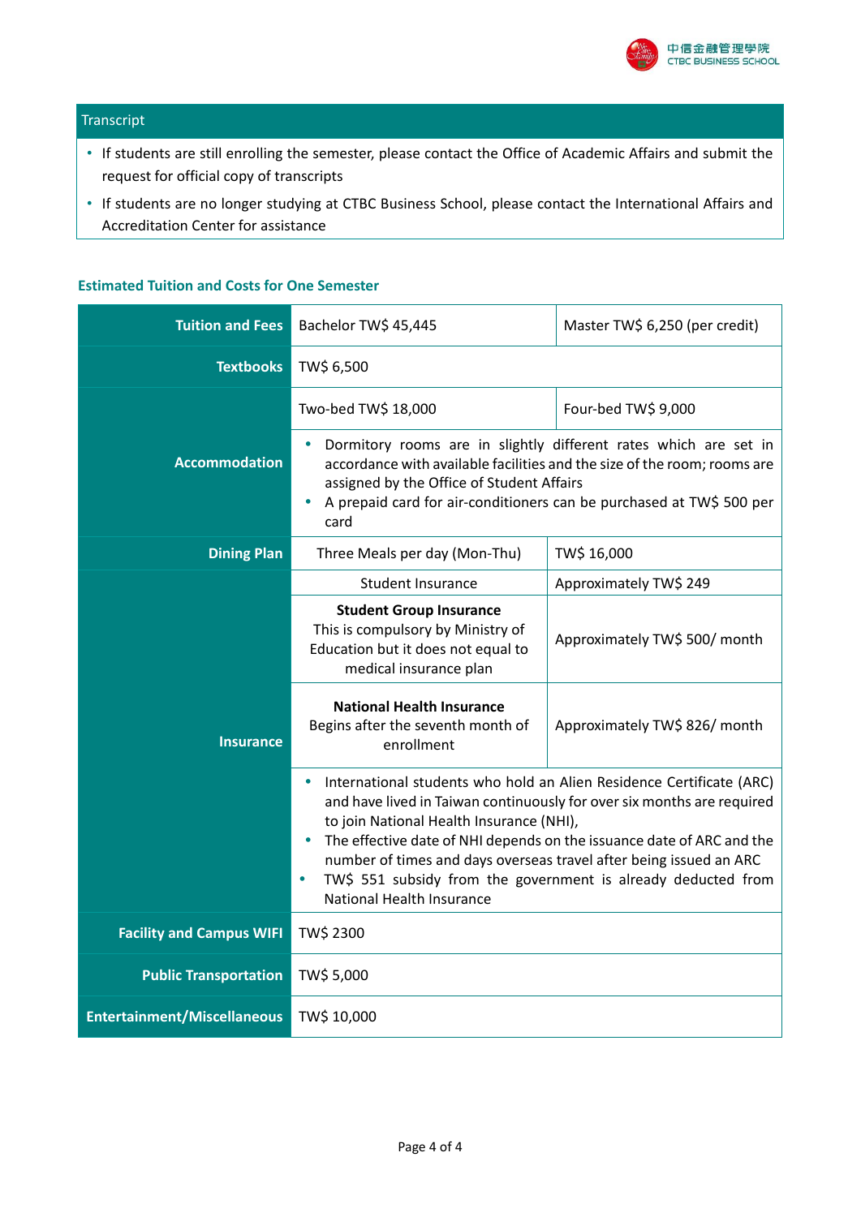## Transcript

- If students are still enrolling the semester, please contact the Office of Academic Affairs and submit the request for official copy of transcripts
- If students are no longer studying at CTBC Business School, please contact the International Affairs and Accreditation Center for assistance

### Estimated Tuition and Costs for One Semester

| | | |
|---|---|---|
| **Tuition and Fees** | Bachelor TW$ 45,445 | Master TW$ 6,250 (per credit) |
| **Textbooks** | TW$ 6,500 | |
| **Accommodation** | Two-bed TW$ 18,000 | Four-bed TW$ 9,000 |
| | • Dormitory rooms are in slightly different rates which are set in accordance with available facilities and the size of the room; rooms are assigned by the Office of Student Affairs<br>• A prepaid card for air-conditioners can be purchased at TW$ 500 per card | |
| **Dining Plan** | Three Meals per day (Mon-Thu) | TW$ 16,000 |
| **Insurance** | Student Insurance | Approximately TW$ 249 |
| | **Student Group Insurance**<br>This is compulsory by Ministry of Education but it does not equal to medical insurance plan | Approximately TW$ 500/ month |
| | **National Health Insurance**<br>Begins after the seventh month of enrollment | Approximately TW$ 826/ month |
| | • International students who hold an Alien Residence Certificate (ARC) and have lived in Taiwan continuously for over six months are required to join National Health Insurance (NHI),<br>• The effective date of NHI depends on the issuance date of ARC and the number of times and days overseas travel after being issued an ARC<br>• TW$ 551 subsidy from the government is already deducted from National Health Insurance | |
| **Facility and Campus WIFI** | TW$ 2300 | |
| **Public Transportation** | TW$ 5,000 | |
| **Entertainment/Miscellaneous** | TW$ 10,000 | |